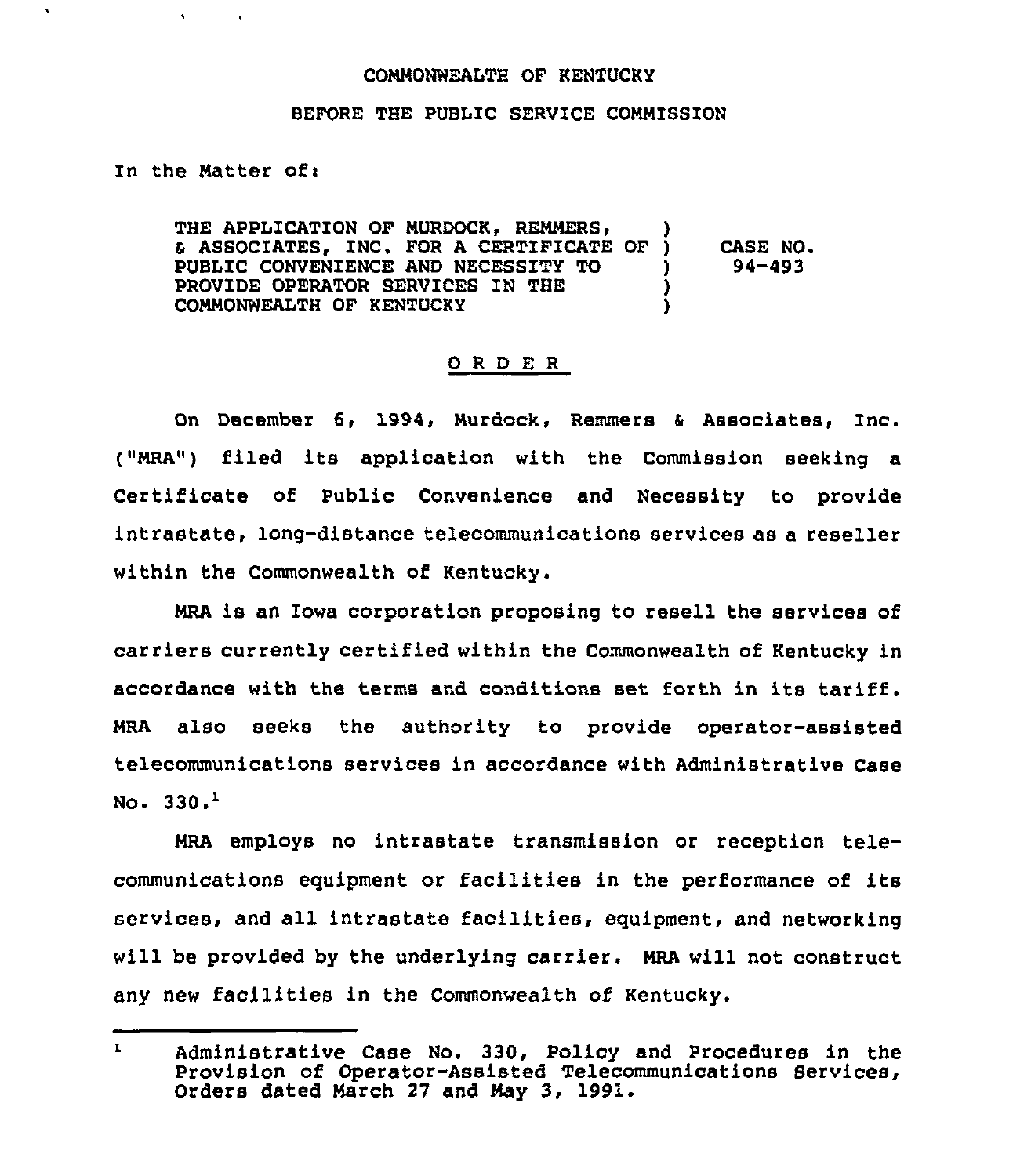COMMONWEALTH OF KENTUCKY

BEFORE THE PUBLIC SERVICE COMMISSION

In the Matter of:

| | | |
|---|---|---|
| THE APPLICATION OF MURDOCK, REMMERS, & ASSOCIATES, INC. FOR A CERTIFICATE OF PUBLIC CONVENIENCE AND NECESSITY TO PROVIDE OPERATOR SERVICES IN THE COMMONWEALTH OF KENTUCKY | ) | CASE NO. 94-493 |

## O R D E R

On December 6, 1994, Murdock, Remmers & Associates, Inc. ("MRA") filed its application with the Commission seeking a Certificate of Public Convenience and Necessity to provide intrastate, long-distance telecommunications services as a reseller within the Commonwealth of Kentucky.

MRA is an Iowa corporation proposing to resell the services of carriers currently certified within the Commonwealth of Kentucky in accordance with the terms and conditions set forth in its tariff. MRA also seeks the authority to provide operator-assisted telecommunications services in accordance with Administrative Case No. 330.[1]

MRA employs no intrastate transmission or reception telecommunications equipment or facilities in the performance of its services, and all intrastate facilities, equipment, and networking will be provided by the underlying carrier. MRA will not construct any new facilities in the Commonwealth of Kentucky.

---

[1] Administrative Case No. 330, Policy and Procedures in the Provision of Operator-Assisted Telecommunications Services, Orders dated March 27 and May 3, 1991.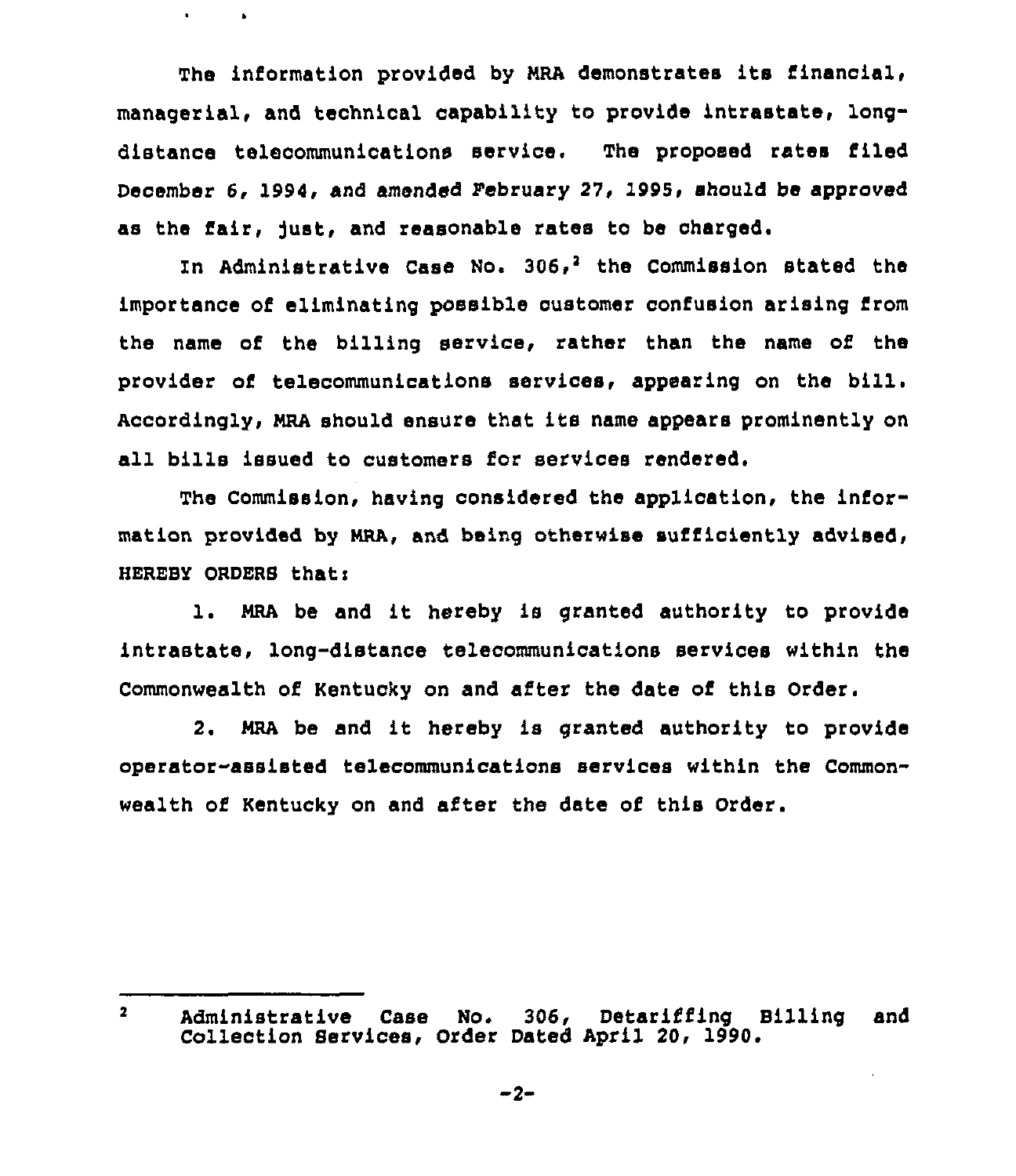The information provided by MRA demonstrates its financial, managerial, and technical capability to provide intrastate, long-distance telecommunications service. The proposed rates filed December 6, 1994, and amended February 27, 1995, should be approved as the fair, just, and reasonable rates to be charged.

In Administrative Case No. 306,[2] the Commission stated the importance of eliminating possible customer confusion arising from the name of the billing service, rather than the name of the provider of telecommunications services, appearing on the bill. Accordingly, MRA should ensure that its name appears prominently on all bills issued to customers for services rendered.

The Commission, having considered the application, the information provided by MRA, and being otherwise sufficiently advised, HEREBY ORDERS that:

1. MRA be and it hereby is granted authority to provide intrastate, long-distance telecommunications services within the Commonwealth of Kentucky on and after the date of this Order.

2. MRA be and it hereby is granted authority to provide operator-assisted telecommunications services within the Commonwealth of Kentucky on and after the date of this Order.

---

[2] Administrative Case No. 306, Detariffing Billing and Collection Services, Order Dated April 20, 1990.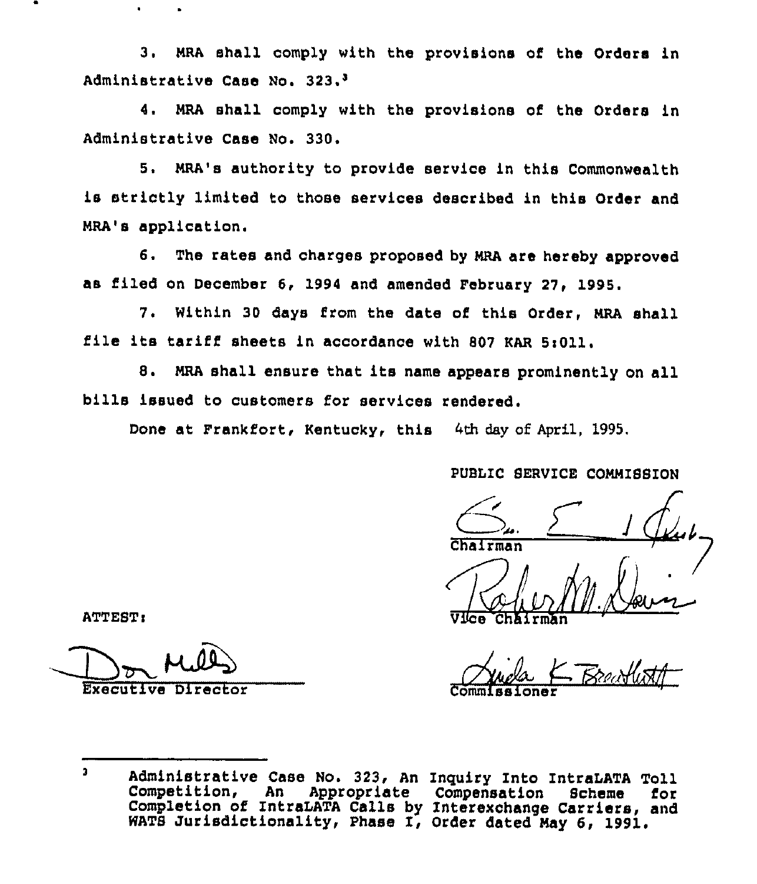3. MRA shall comply with the provisions of the Orders in Administrative Case No. 323.[3]

4. MRA shall comply with the provisions of the Orders in Administrative Case No. 330.

5. MRA's authority to provide service in this Commonwealth is strictly limited to those services described in this Order and MRA's application.

6. The rates and charges proposed by MRA are hereby approved as filed on December 6, 1994 and amended February 27, 1995.

7. Within 30 days from the date of this Order, MRA shall file its tariff sheets in accordance with 807 KAR 5:011.

8. MRA shall ensure that its name appears prominently on all bills issued to customers for services rendered.

Done at Frankfort, Kentucky, this 4th day of April, 1995.

PUBLIC SERVICE COMMISSION

Chairman

Vice Chairman

Commissioner

ATTEST:

Executive Director

---

[3] Administrative Case No. 323, An Inquiry Into IntraLATA Toll Competition, An Appropriate Compensation Scheme for Completion of IntraLATA Calls by Interexchange Carriers, and WATS Jurisdictionality, Phase I, Order dated May 6, 1991.